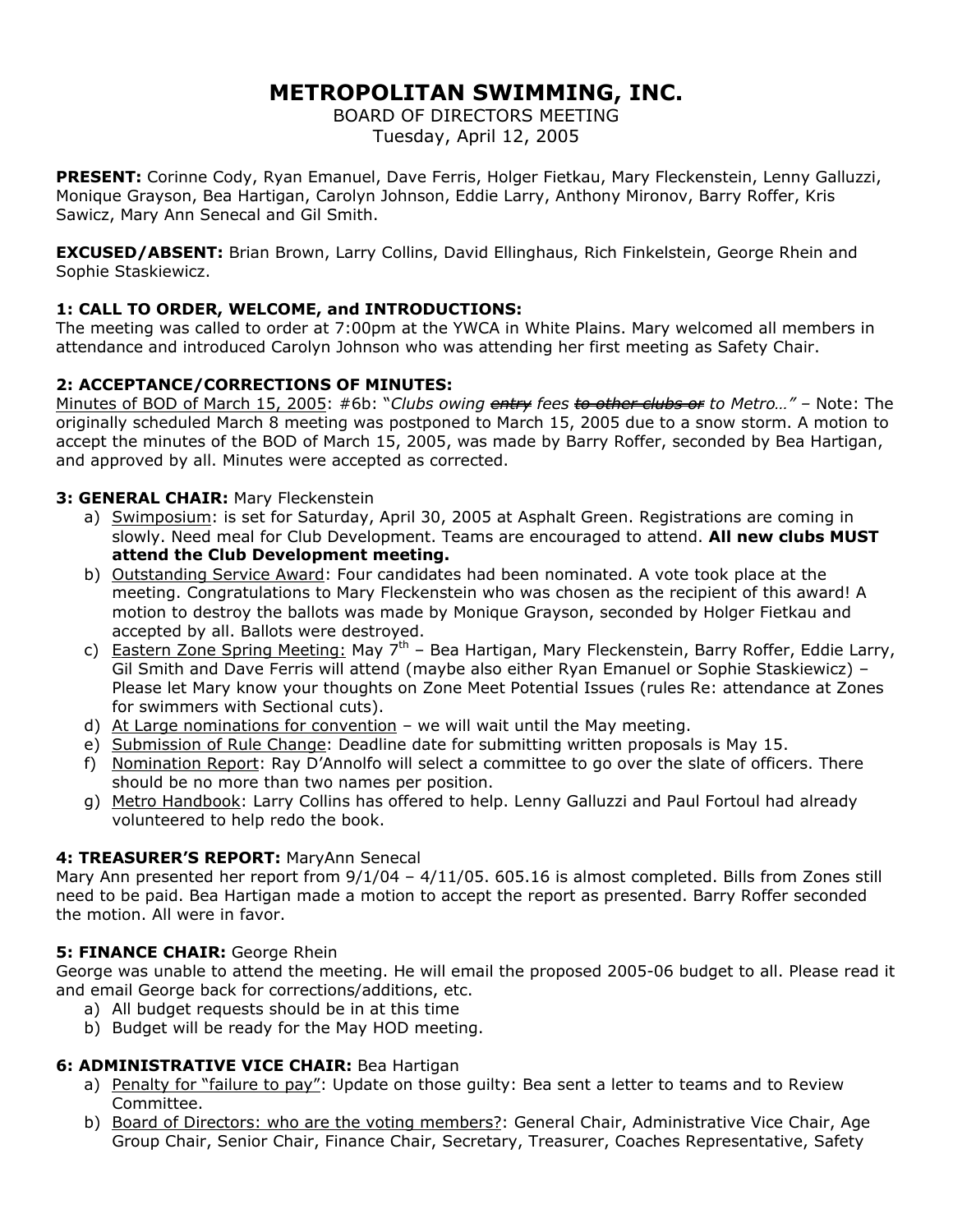# METROPOLITAN SWIMMING, INC.

BOARD OF DIRECTORS MEETING
Tuesday, April 12, 2005

**PRESENT:** Corinne Cody, Ryan Emanuel, Dave Ferris, Holger Fietkau, Mary Fleckenstein, Lenny Galluzzi, Monique Grayson, Bea Hartigan, Carolyn Johnson, Eddie Larry, Anthony Mironov, Barry Roffer, Kris Sawicz, Mary Ann Senecal and Gil Smith.

**EXCUSED/ABSENT:** Brian Brown, Larry Collins, David Ellinghaus, Rich Finkelstein, George Rhein and Sophie Staskiewicz.

### 1: CALL TO ORDER, WELCOME, and INTRODUCTIONS:

The meeting was called to order at 7:00pm at the YWCA in White Plains. Mary welcomed all members in attendance and introduced Carolyn Johnson who was attending her first meeting as Safety Chair.

### 2: ACCEPTANCE/CORRECTIONS OF MINUTES:

Minutes of BOD of March 15, 2005: #6b: "*Clubs owing ~~entry~~ fees ~~to other clubs or~~ to Metro…*" – Note: The originally scheduled March 8 meeting was postponed to March 15, 2005 due to a snow storm. A motion to accept the minutes of the BOD of March 15, 2005, was made by Barry Roffer, seconded by Bea Hartigan, and approved by all. Minutes were accepted as corrected.

### 3: GENERAL CHAIR: Mary Fleckenstein

a) Swimposium: is set for Saturday, April 30, 2005 at Asphalt Green. Registrations are coming in slowly. Need meal for Club Development. Teams are encouraged to attend. **All new clubs MUST attend the Club Development meeting.**
b) Outstanding Service Award: Four candidates had been nominated. A vote took place at the meeting. Congratulations to Mary Fleckenstein who was chosen as the recipient of this award! A motion to destroy the ballots was made by Monique Grayson, seconded by Holger Fietkau and accepted by all. Ballots were destroyed.
c) Eastern Zone Spring Meeting: May 7th – Bea Hartigan, Mary Fleckenstein, Barry Roffer, Eddie Larry, Gil Smith and Dave Ferris will attend (maybe also either Ryan Emanuel or Sophie Staskiewicz) – Please let Mary know your thoughts on Zone Meet Potential Issues (rules Re: attendance at Zones for swimmers with Sectional cuts).
d) At Large nominations for convention – we will wait until the May meeting.
e) Submission of Rule Change: Deadline date for submitting written proposals is May 15.
f) Nomination Report: Ray D'Annolfo will select a committee to go over the slate of officers. There should be no more than two names per position.
g) Metro Handbook: Larry Collins has offered to help. Lenny Galluzzi and Paul Fortoul had already volunteered to help redo the book.

### 4: TREASURER'S REPORT: MaryAnn Senecal

Mary Ann presented her report from 9/1/04 – 4/11/05. 605.16 is almost completed. Bills from Zones still need to be paid. Bea Hartigan made a motion to accept the report as presented. Barry Roffer seconded the motion. All were in favor.

### 5: FINANCE CHAIR: George Rhein

George was unable to attend the meeting. He will email the proposed 2005-06 budget to all. Please read it and email George back for corrections/additions, etc.

a) All budget requests should be in at this time
b) Budget will be ready for the May HOD meeting.

### 6: ADMINISTRATIVE VICE CHAIR: Bea Hartigan

a) Penalty for "failure to pay": Update on those guilty: Bea sent a letter to teams and to Review Committee.
b) Board of Directors: who are the voting members?: General Chair, Administrative Vice Chair, Age Group Chair, Senior Chair, Finance Chair, Secretary, Treasurer, Coaches Representative, Safety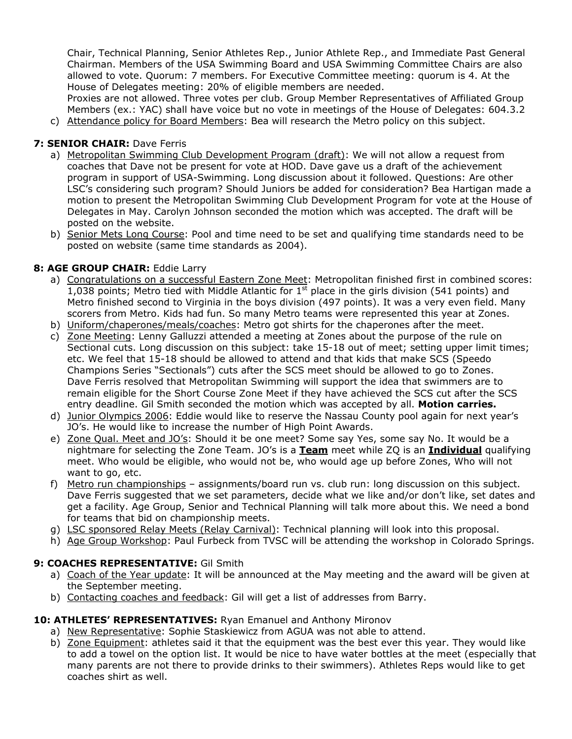Chair, Technical Planning, Senior Athletes Rep., Junior Athlete Rep., and Immediate Past General Chairman. Members of the USA Swimming Board and USA Swimming Committee Chairs are also allowed to vote. Quorum: 7 members. For Executive Committee meeting: quorum is 4. At the House of Delegates meeting: 20% of eligible members are needed.
Proxies are not allowed. Three votes per club. Group Member Representatives of Affiliated Group Members (ex.: YAC) shall have voice but no vote in meetings of the House of Delegates: 604.3.2

c) Attendance policy for Board Members: Bea will research the Metro policy on this subject.

**7: SENIOR CHAIR:** Dave Ferris

a) Metropolitan Swimming Club Development Program (draft): We will not allow a request from coaches that Dave not be present for vote at HOD. Dave gave us a draft of the achievement program in support of USA-Swimming. Long discussion about it followed. Questions: Are other LSC's considering such program? Should Juniors be added for consideration? Bea Hartigan made a motion to present the Metropolitan Swimming Club Development Program for vote at the House of Delegates in May. Carolyn Johnson seconded the motion which was accepted. The draft will be posted on the website.
b) Senior Mets Long Course: Pool and time need to be set and qualifying time standards need to be posted on website (same time standards as 2004).

**8: AGE GROUP CHAIR:** Eddie Larry

a) Congratulations on a successful Eastern Zone Meet: Metropolitan finished first in combined scores: 1,038 points; Metro tied with Middle Atlantic for 1st place in the girls division (541 points) and Metro finished second to Virginia in the boys division (497 points). It was a very even field. Many scorers from Metro. Kids had fun. So many Metro teams were represented this year at Zones.
b) Uniform/chaperones/meals/coaches: Metro got shirts for the chaperones after the meet.
c) Zone Meeting: Lenny Galluzzi attended a meeting at Zones about the purpose of the rule on Sectional cuts. Long discussion on this subject: take 15-18 out of meet; setting upper limit times; etc. We feel that 15-18 should be allowed to attend and that kids that make SCS (Speedo Champions Series "Sectionals") cuts after the SCS meet should be allowed to go to Zones. Dave Ferris resolved that Metropolitan Swimming will support the idea that swimmers are to remain eligible for the Short Course Zone Meet if they have achieved the SCS cut after the SCS entry deadline. Gil Smith seconded the motion which was accepted by all. **Motion carries.**
d) Junior Olympics 2006: Eddie would like to reserve the Nassau County pool again for next year's JO's. He would like to increase the number of High Point Awards.
e) Zone Qual. Meet and JO's: Should it be one meet? Some say Yes, some say No. It would be a nightmare for selecting the Zone Team. JO's is a **Team** meet while ZQ is an **Individual** qualifying meet. Who would be eligible, who would not be, who would age up before Zones, Who will not want to go, etc.
f) Metro run championships – assignments/board run vs. club run: long discussion on this subject. Dave Ferris suggested that we set parameters, decide what we like and/or don't like, set dates and get a facility. Age Group, Senior and Technical Planning will talk more about this. We need a bond for teams that bid on championship meets.
g) LSC sponsored Relay Meets (Relay Carnival): Technical planning will look into this proposal.
h) Age Group Workshop: Paul Furbeck from TVSC will be attending the workshop in Colorado Springs.

**9: COACHES REPRESENTATIVE:** Gil Smith

a) Coach of the Year update: It will be announced at the May meeting and the award will be given at the September meeting.
b) Contacting coaches and feedback: Gil will get a list of addresses from Barry.

**10: ATHLETES' REPRESENTATIVES:** Ryan Emanuel and Anthony Mironov

a) New Representative: Sophie Staskiewicz from AGUA was not able to attend.
b) Zone Equipment: athletes said it that the equipment was the best ever this year. They would like to add a towel on the option list. It would be nice to have water bottles at the meet (especially that many parents are not there to provide drinks to their swimmers). Athletes Reps would like to get coaches shirt as well.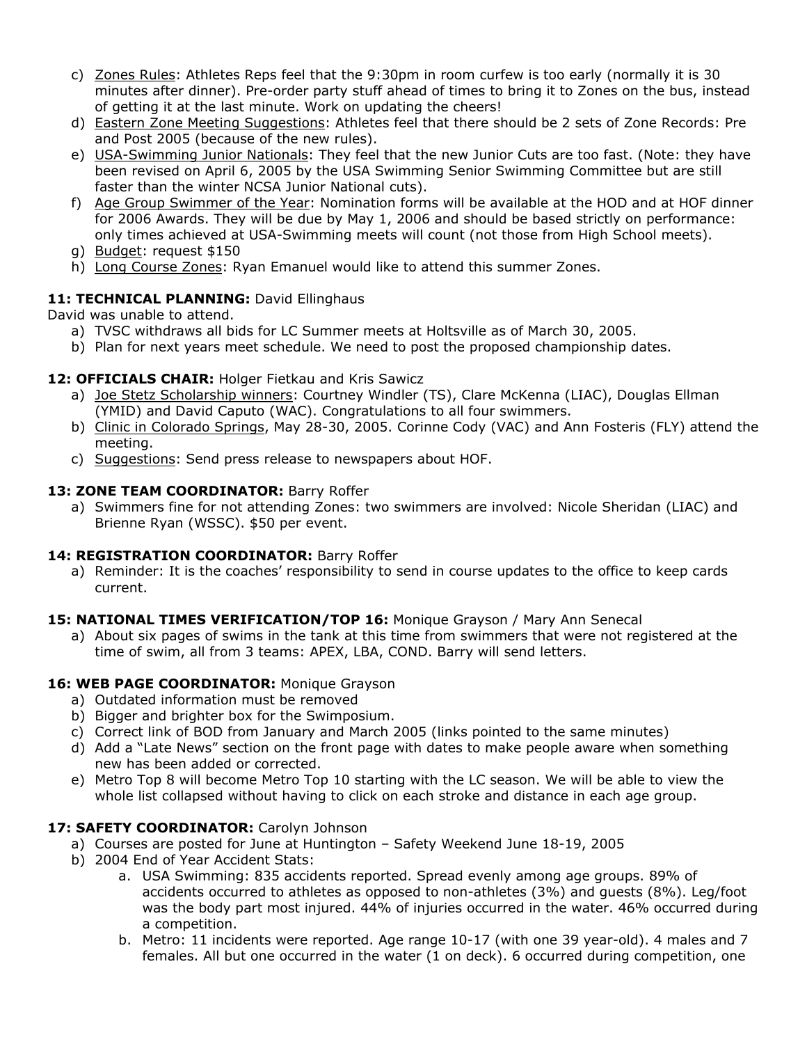c) <u>Zones Rules</u>: Athletes Reps feel that the 9:30pm in room curfew is too early (normally it is 30 minutes after dinner). Pre-order party stuff ahead of times to bring it to Zones on the bus, instead of getting it at the last minute. Work on updating the cheers!

d) <u>Eastern Zone Meeting Suggestions</u>: Athletes feel that there should be 2 sets of Zone Records: Pre and Post 2005 (because of the new rules).

e) <u>USA-Swimming Junior Nationals</u>: They feel that the new Junior Cuts are too fast. (Note: they have been revised on April 6, 2005 by the USA Swimming Senior Swimming Committee but are still faster than the winter NCSA Junior National cuts).

f) <u>Age Group Swimmer of the Year</u>: Nomination forms will be available at the HOD and at HOF dinner for 2006 Awards. They will be due by May 1, 2006 and should be based strictly on performance: only times achieved at USA-Swimming meets will count (not those from High School meets).

g) <u>Budget</u>: request $150

h) <u>Long Course Zones</u>: Ryan Emanuel would like to attend this summer Zones.

**11: TECHNICAL PLANNING:** David Ellinghaus

David was unable to attend.

a) TVSC withdraws all bids for LC Summer meets at Holtsville as of March 30, 2005.
b) Plan for next years meet schedule. We need to post the proposed championship dates.

**12: OFFICIALS CHAIR:** Holger Fietkau and Kris Sawicz

a) <u>Joe Stetz Scholarship winners</u>: Courtney Windler (TS), Clare McKenna (LIAC), Douglas Ellman (YMID) and David Caputo (WAC). Congratulations to all four swimmers.
b) <u>Clinic in Colorado Springs</u>, May 28-30, 2005. Corinne Cody (VAC) and Ann Fosteris (FLY) attend the meeting.
c) <u>Suggestions</u>: Send press release to newspapers about HOF.

**13: ZONE TEAM COORDINATOR:** Barry Roffer

a) Swimmers fine for not attending Zones: two swimmers are involved: Nicole Sheridan (LIAC) and Brienne Ryan (WSSC). $50 per event.

**14: REGISTRATION COORDINATOR:** Barry Roffer

a) Reminder: It is the coaches' responsibility to send in course updates to the office to keep cards current.

**15: NATIONAL TIMES VERIFICATION/TOP 16:** Monique Grayson / Mary Ann Senecal

a) About six pages of swims in the tank at this time from swimmers that were not registered at the time of swim, all from 3 teams: APEX, LBA, COND. Barry will send letters.

**16: WEB PAGE COORDINATOR:** Monique Grayson

a) Outdated information must be removed
b) Bigger and brighter box for the Swimposium.
c) Correct link of BOD from January and March 2005 (links pointed to the same minutes)
d) Add a "Late News" section on the front page with dates to make people aware when something new has been added or corrected.
e) Metro Top 8 will become Metro Top 10 starting with the LC season. We will be able to view the whole list collapsed without having to click on each stroke and distance in each age group.

**17: SAFETY COORDINATOR:** Carolyn Johnson

a) Courses are posted for June at Huntington – Safety Weekend June 18-19, 2005
b) 2004 End of Year Accident Stats:
   a. USA Swimming: 835 accidents reported. Spread evenly among age groups. 89% of accidents occurred to athletes as opposed to non-athletes (3%) and guests (8%). Leg/foot was the body part most injured. 44% of injuries occurred in the water. 46% occurred during a competition.
   b. Metro: 11 incidents were reported. Age range 10-17 (with one 39 year-old). 4 males and 7 females. All but one occurred in the water (1 on deck). 6 occurred during competition, one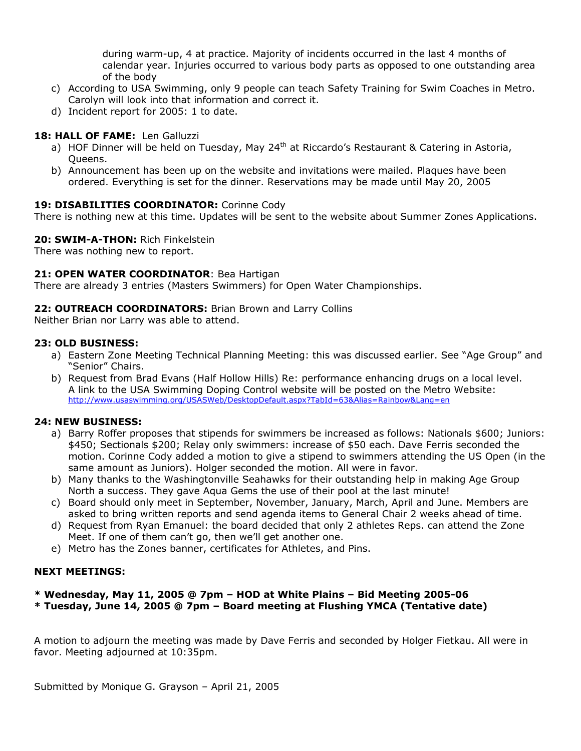during warm-up, 4 at practice. Majority of incidents occurred in the last 4 months of calendar year. Injuries occurred to various body parts as opposed to one outstanding area of the body

c) According to USA Swimming, only 9 people can teach Safety Training for Swim Coaches in Metro. Carolyn will look into that information and correct it.
d) Incident report for 2005: 1 to date.

**18: HALL OF FAME:** Len Galluzzi

a) HOF Dinner will be held on Tuesday, May 24th at Riccardo's Restaurant & Catering in Astoria, Queens.
b) Announcement has been up on the website and invitations were mailed. Plaques have been ordered. Everything is set for the dinner. Reservations may be made until May 20, 2005

**19: DISABILITIES COORDINATOR:** Corinne Cody
There is nothing new at this time. Updates will be sent to the website about Summer Zones Applications.

**20: SWIM-A-THON:** Rich Finkelstein
There was nothing new to report.

**21: OPEN WATER COORDINATOR**: Bea Hartigan
There are already 3 entries (Masters Swimmers) for Open Water Championships.

**22: OUTREACH COORDINATORS:** Brian Brown and Larry Collins
Neither Brian nor Larry was able to attend.

**23: OLD BUSINESS:**

a) Eastern Zone Meeting Technical Planning Meeting: this was discussed earlier. See "Age Group" and "Senior" Chairs.
b) Request from Brad Evans (Half Hollow Hills) Re: performance enhancing drugs on a local level. A link to the USA Swimming Doping Control website will be posted on the Metro Website: http://www.usaswimming.org/USASWeb/DesktopDefault.aspx?TabId=63&Alias=Rainbow&Lang=en

**24: NEW BUSINESS:**

a) Barry Roffer proposes that stipends for swimmers be increased as follows: Nationals $600; Juniors: $450; Sectionals $200; Relay only swimmers: increase of $50 each. Dave Ferris seconded the motion. Corinne Cody added a motion to give a stipend to swimmers attending the US Open (in the same amount as Juniors). Holger seconded the motion. All were in favor.
b) Many thanks to the Washingtonville Seahawks for their outstanding help in making Age Group North a success. They gave Aqua Gems the use of their pool at the last minute!
c) Board should only meet in September, November, January, March, April and June. Members are asked to bring written reports and send agenda items to General Chair 2 weeks ahead of time.
d) Request from Ryan Emanuel: the board decided that only 2 athletes Reps. can attend the Zone Meet. If one of them can't go, then we'll get another one.
e) Metro has the Zones banner, certificates for Athletes, and Pins.

**NEXT MEETINGS:**

**\* Wednesday, May 11, 2005 @ 7pm – HOD at White Plains – Bid Meeting 2005-06**
**\* Tuesday, June 14, 2005 @ 7pm – Board meeting at Flushing YMCA (Tentative date)**

A motion to adjourn the meeting was made by Dave Ferris and seconded by Holger Fietkau. All were in favor. Meeting adjourned at 10:35pm.

Submitted by Monique G. Grayson – April 21, 2005